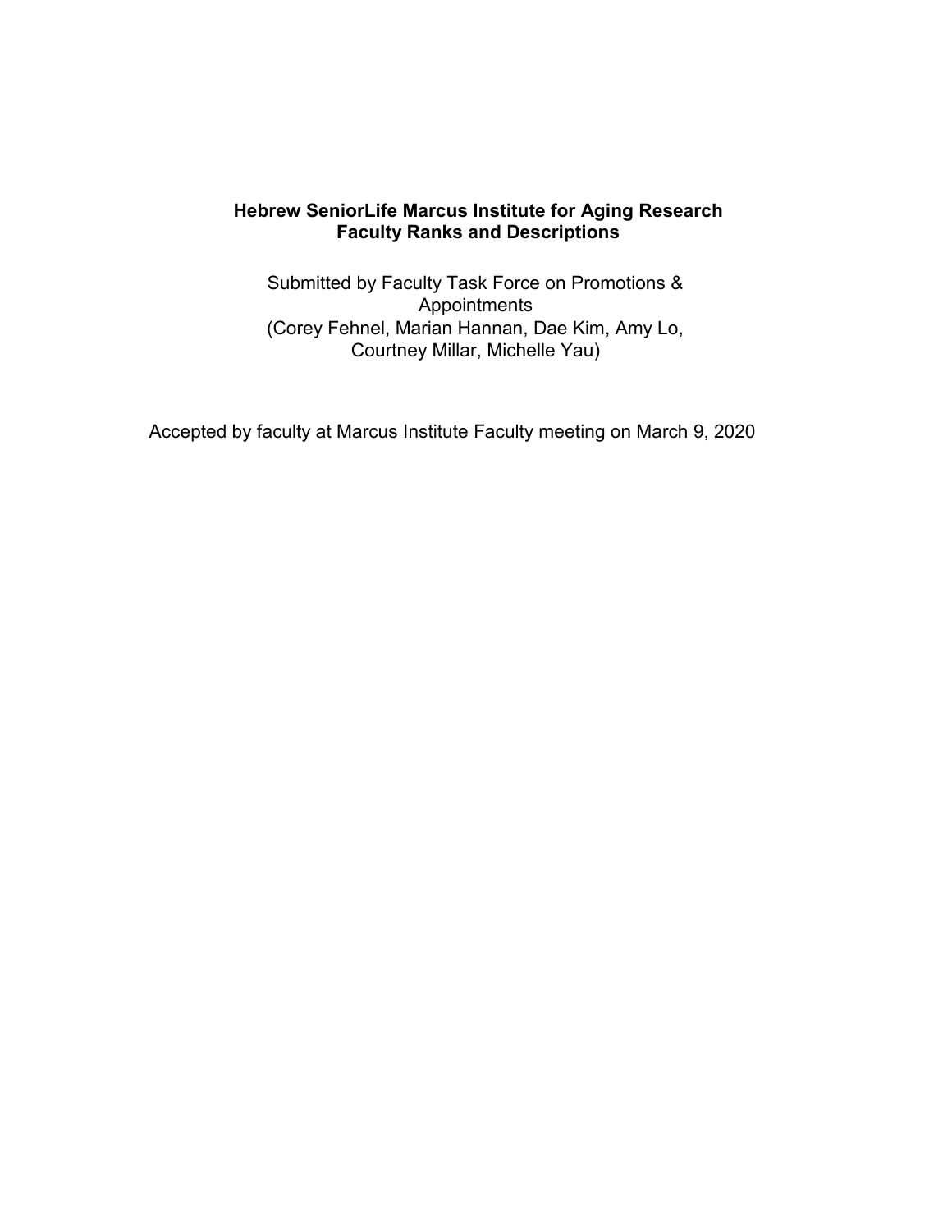# Hebrew SeniorLife Marcus Institute for Aging Research
# Faculty Ranks and Descriptions

Submitted by Faculty Task Force on Promotions & Appointments
(Corey Fehnel, Marian Hannan, Dae Kim, Amy Lo, Courtney Millar, Michelle Yau)

Accepted by faculty at Marcus Institute Faculty meeting on March 9, 2020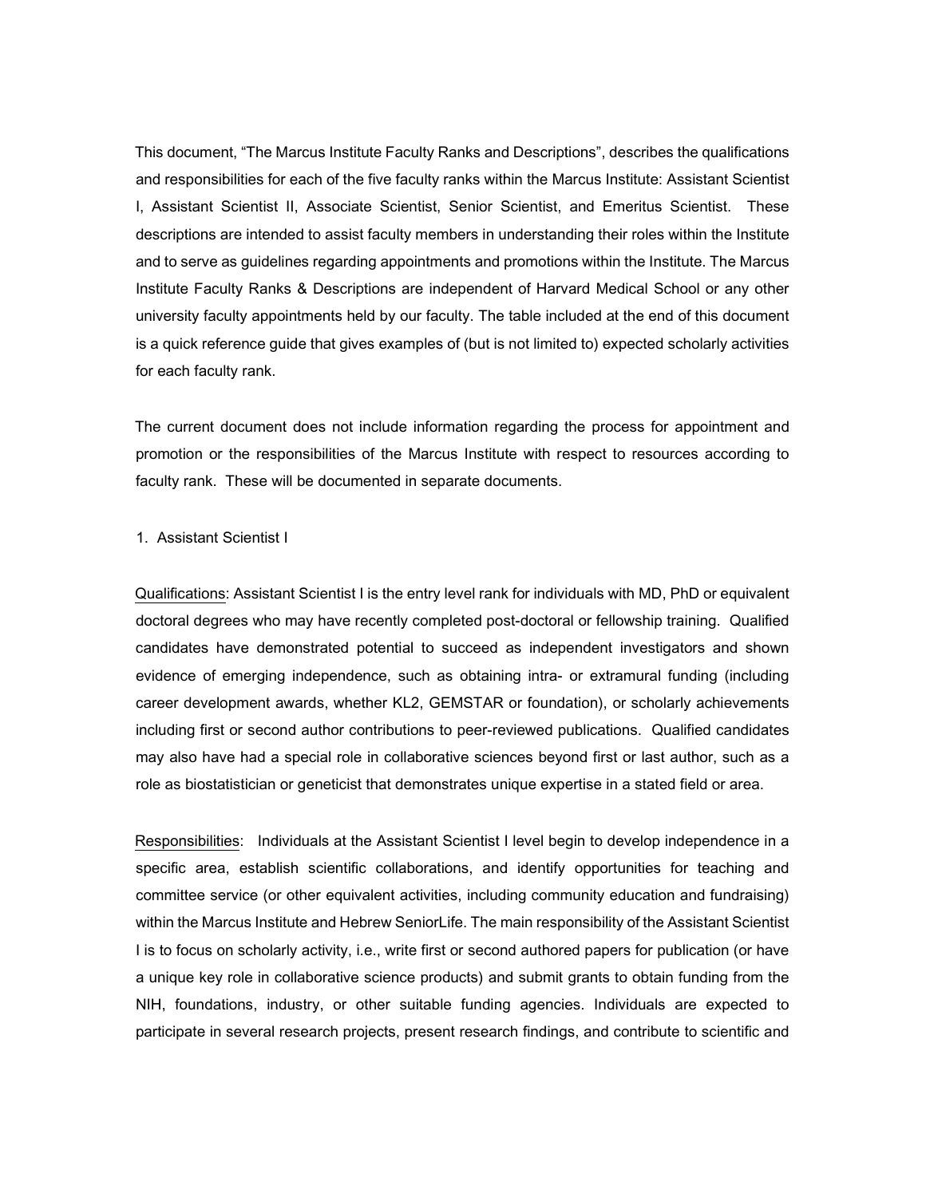This document, "The Marcus Institute Faculty Ranks and Descriptions", describes the qualifications and responsibilities for each of the five faculty ranks within the Marcus Institute: Assistant Scientist I, Assistant Scientist II, Associate Scientist, Senior Scientist, and Emeritus Scientist. These descriptions are intended to assist faculty members in understanding their roles within the Institute and to serve as guidelines regarding appointments and promotions within the Institute. The Marcus Institute Faculty Ranks & Descriptions are independent of Harvard Medical School or any other university faculty appointments held by our faculty. The table included at the end of this document is a quick reference guide that gives examples of (but is not limited to) expected scholarly activities for each faculty rank.

The current document does not include information regarding the process for appointment and promotion or the responsibilities of the Marcus Institute with respect to resources according to faculty rank. These will be documented in separate documents.

1. Assistant Scientist I

Qualifications: Assistant Scientist I is the entry level rank for individuals with MD, PhD or equivalent doctoral degrees who may have recently completed post-doctoral or fellowship training. Qualified candidates have demonstrated potential to succeed as independent investigators and shown evidence of emerging independence, such as obtaining intra- or extramural funding (including career development awards, whether KL2, GEMSTAR or foundation), or scholarly achievements including first or second author contributions to peer-reviewed publications. Qualified candidates may also have had a special role in collaborative sciences beyond first or last author, such as a role as biostatistician or geneticist that demonstrates unique expertise in a stated field or area.

Responsibilities: Individuals at the Assistant Scientist I level begin to develop independence in a specific area, establish scientific collaborations, and identify opportunities for teaching and committee service (or other equivalent activities, including community education and fundraising) within the Marcus Institute and Hebrew SeniorLife. The main responsibility of the Assistant Scientist I is to focus on scholarly activity, i.e., write first or second authored papers for publication (or have a unique key role in collaborative science products) and submit grants to obtain funding from the NIH, foundations, industry, or other suitable funding agencies. Individuals are expected to participate in several research projects, present research findings, and contribute to scientific and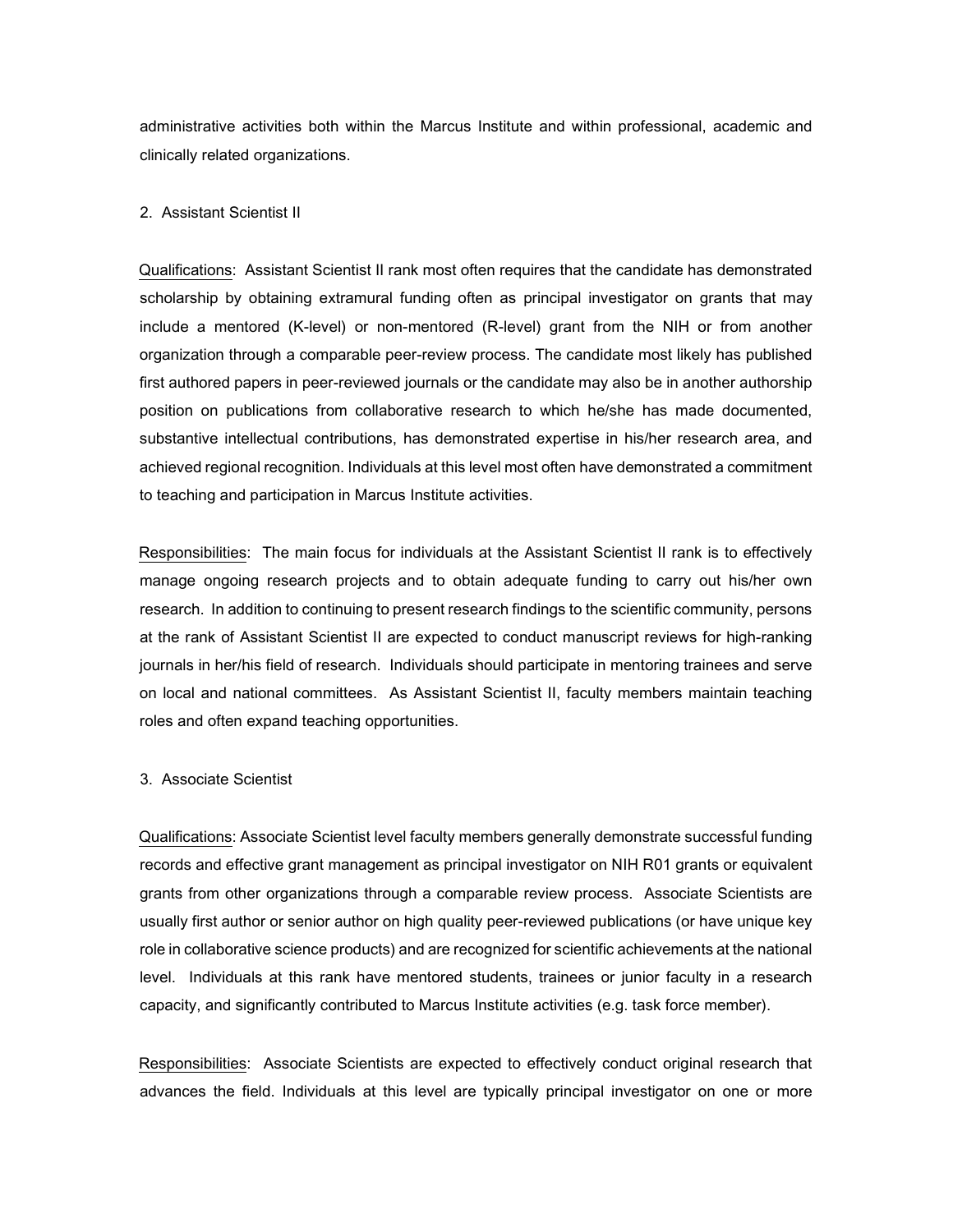administrative activities both within the Marcus Institute and within professional, academic and clinically related organizations.

2. Assistant Scientist II

Qualifications: Assistant Scientist II rank most often requires that the candidate has demonstrated scholarship by obtaining extramural funding often as principal investigator on grants that may include a mentored (K-level) or non-mentored (R-level) grant from the NIH or from another organization through a comparable peer-review process. The candidate most likely has published first authored papers in peer-reviewed journals or the candidate may also be in another authorship position on publications from collaborative research to which he/she has made documented, substantive intellectual contributions, has demonstrated expertise in his/her research area, and achieved regional recognition. Individuals at this level most often have demonstrated a commitment to teaching and participation in Marcus Institute activities.

Responsibilities: The main focus for individuals at the Assistant Scientist II rank is to effectively manage ongoing research projects and to obtain adequate funding to carry out his/her own research. In addition to continuing to present research findings to the scientific community, persons at the rank of Assistant Scientist II are expected to conduct manuscript reviews for high-ranking journals in her/his field of research. Individuals should participate in mentoring trainees and serve on local and national committees. As Assistant Scientist II, faculty members maintain teaching roles and often expand teaching opportunities.

3. Associate Scientist

Qualifications: Associate Scientist level faculty members generally demonstrate successful funding records and effective grant management as principal investigator on NIH R01 grants or equivalent grants from other organizations through a comparable review process. Associate Scientists are usually first author or senior author on high quality peer-reviewed publications (or have unique key role in collaborative science products) and are recognized for scientific achievements at the national level. Individuals at this rank have mentored students, trainees or junior faculty in a research capacity, and significantly contributed to Marcus Institute activities (e.g. task force member).

Responsibilities: Associate Scientists are expected to effectively conduct original research that advances the field. Individuals at this level are typically principal investigator on one or more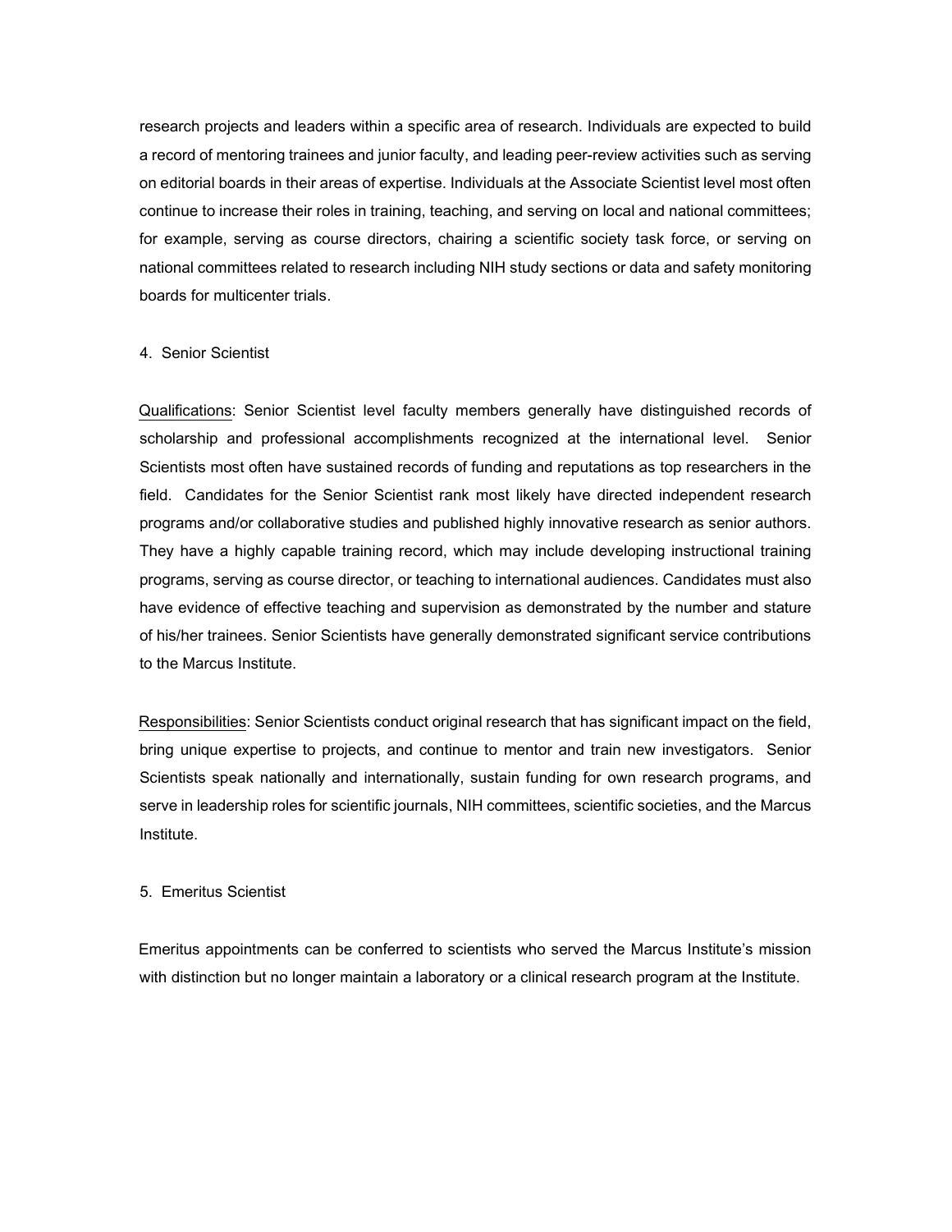research projects and leaders within a specific area of research. Individuals are expected to build a record of mentoring trainees and junior faculty, and leading peer-review activities such as serving on editorial boards in their areas of expertise. Individuals at the Associate Scientist level most often continue to increase their roles in training, teaching, and serving on local and national committees; for example, serving as course directors, chairing a scientific society task force, or serving on national committees related to research including NIH study sections or data and safety monitoring boards for multicenter trials.

4. Senior Scientist

<u>Qualifications</u>: Senior Scientist level faculty members generally have distinguished records of scholarship and professional accomplishments recognized at the international level. Senior Scientists most often have sustained records of funding and reputations as top researchers in the field. Candidates for the Senior Scientist rank most likely have directed independent research programs and/or collaborative studies and published highly innovative research as senior authors. They have a highly capable training record, which may include developing instructional training programs, serving as course director, or teaching to international audiences. Candidates must also have evidence of effective teaching and supervision as demonstrated by the number and stature of his/her trainees. Senior Scientists have generally demonstrated significant service contributions to the Marcus Institute.

<u>Responsibilities</u>: Senior Scientists conduct original research that has significant impact on the field, bring unique expertise to projects, and continue to mentor and train new investigators. Senior Scientists speak nationally and internationally, sustain funding for own research programs, and serve in leadership roles for scientific journals, NIH committees, scientific societies, and the Marcus Institute.

5. Emeritus Scientist

Emeritus appointments can be conferred to scientists who served the Marcus Institute's mission with distinction but no longer maintain a laboratory or a clinical research program at the Institute.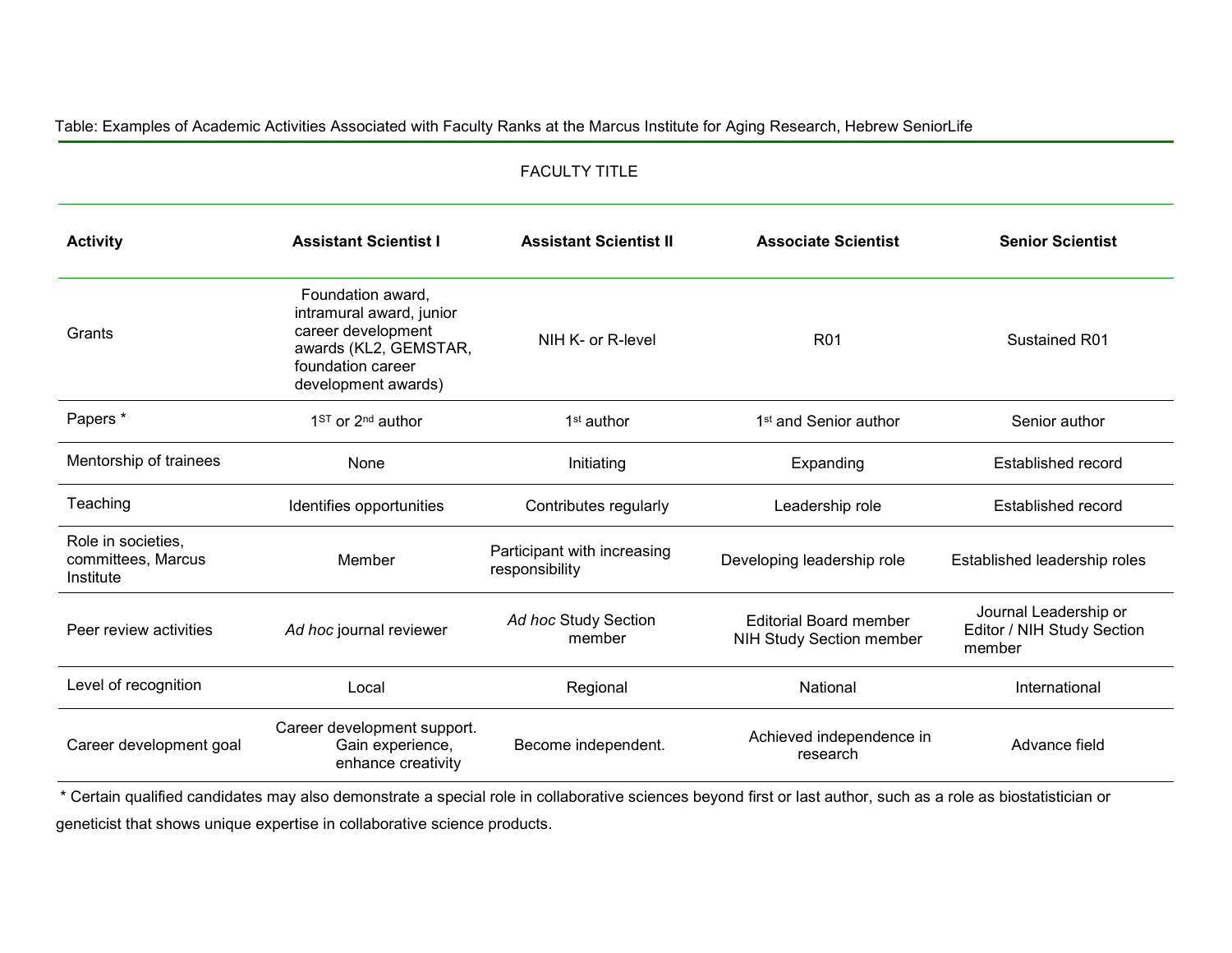Table: Examples of Academic Activities Associated with Faculty Ranks at the Marcus Institute for Aging Research, Hebrew SeniorLife

| | FACULTY TITLE | | | |
|---|---|---|---|---|
| **Activity** | **Assistant Scientist I** | **Assistant Scientist II** | **Associate Scientist** | **Senior Scientist** |
| Grants | Foundation award, intramural award, junior career development awards (KL2, GEMSTAR, foundation career development awards) | NIH K- or R-level | R01 | Sustained R01 |
| Papers * | 1ST or 2nd author | 1st author | 1st and Senior author | Senior author |
| Mentorship of trainees | None | Initiating | Expanding | Established record |
| Teaching | Identifies opportunities | Contributes regularly | Leadership role | Established record |
| Role in societies, committees, Marcus Institute | Member | Participant with increasing responsibility | Developing leadership role | Established leadership roles |
| Peer review activities | *Ad hoc* journal reviewer | *Ad hoc* Study Section member | Editorial Board member NIH Study Section member | Journal Leadership or Editor / NIH Study Section member |
| Level of recognition | Local | Regional | National | International |
| Career development goal | Career development support. Gain experience, enhance creativity | Become independent. | Achieved independence in research | Advance field |

* Certain qualified candidates may also demonstrate a special role in collaborative sciences beyond first or last author, such as a role as biostatistician or geneticist that shows unique expertise in collaborative science products.